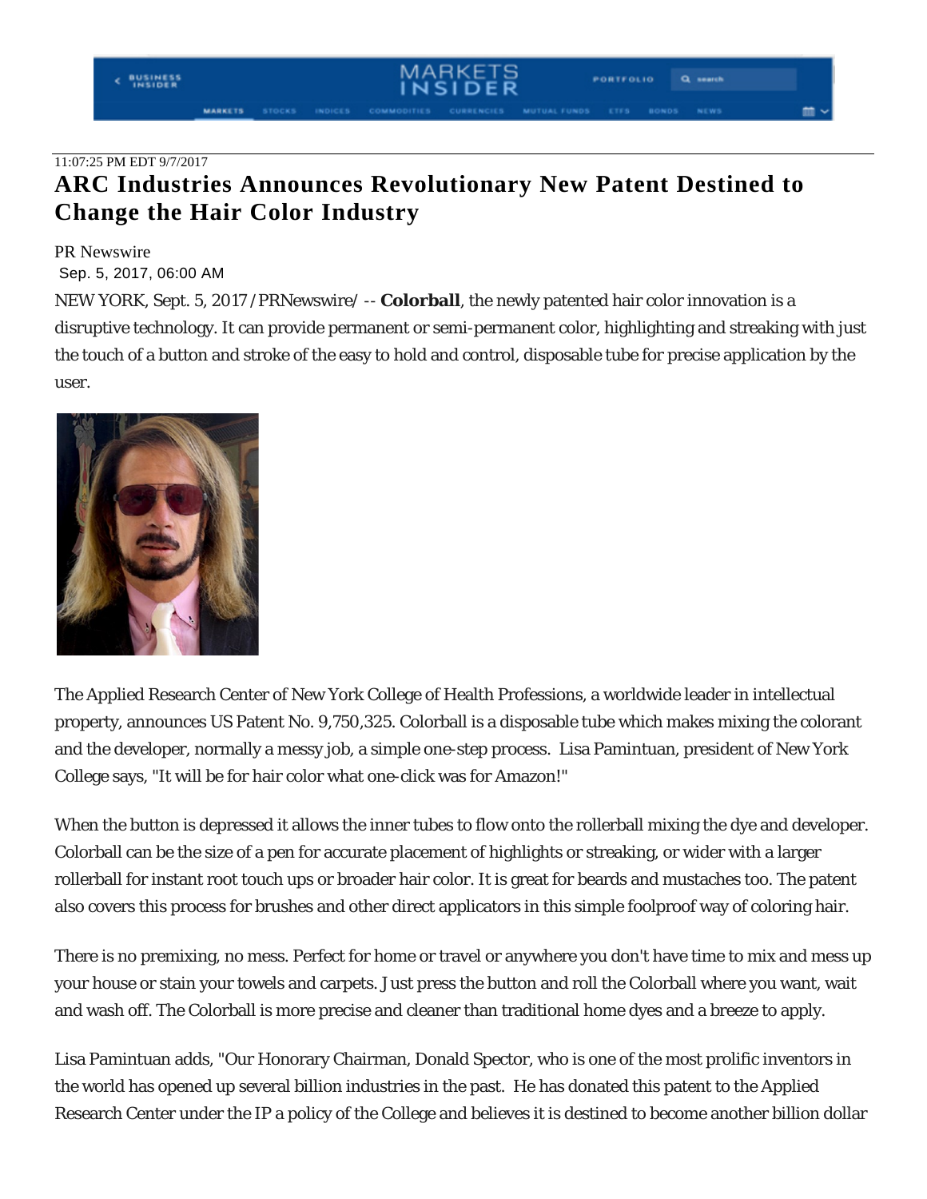11:07:25 PM EDT 9/7/2017

# ARC Industries Announces Revolutionary New Patent Destined to Change the Hair Color Industry

PR Newswire
Sep. 5, 2017, 06:00 AM

NEW YORK, Sept. 5, 2017 /PRNewswire/ -- **Colorball**, the newly patented hair color innovation is a disruptive technology. It can provide permanent or semi-permanent color, highlighting and streaking with just the touch of a button and stroke of the easy to hold and control, disposable tube for precise application by the user.

The Applied Research Center of New York College of Health Professions, a worldwide leader in intellectual property, announces US Patent No. 9,750,325. Colorball is a disposable tube which makes mixing the colorant and the developer, normally a messy job, a simple one-step process. Lisa Pamintuan, president of New York College says, "It will be for hair color what one-click was for Amazon!"

When the button is depressed it allows the inner tubes to flow onto the rollerball mixing the dye and developer. Colorball can be the size of a pen for accurate placement of highlights or streaking, or wider with a larger rollerball for instant root touch ups or broader hair color. It is great for beards and mustaches too. The patent also covers this process for brushes and other direct applicators in this simple foolproof way of coloring hair.

There is no premixing, no mess. Perfect for home or travel or anywhere you don't have time to mix and mess up your house or stain your towels and carpets. Just press the button and roll the Colorball where you want, wait and wash off. The Colorball is more precise and cleaner than traditional home dyes and a breeze to apply.

Lisa Pamintuan adds, "Our Honorary Chairman, Donald Spector, who is one of the most prolific inventors in the world has opened up several billion industries in the past. He has donated this patent to the Applied Research Center under the IP a policy of the College and believes it is destined to become another billion dollar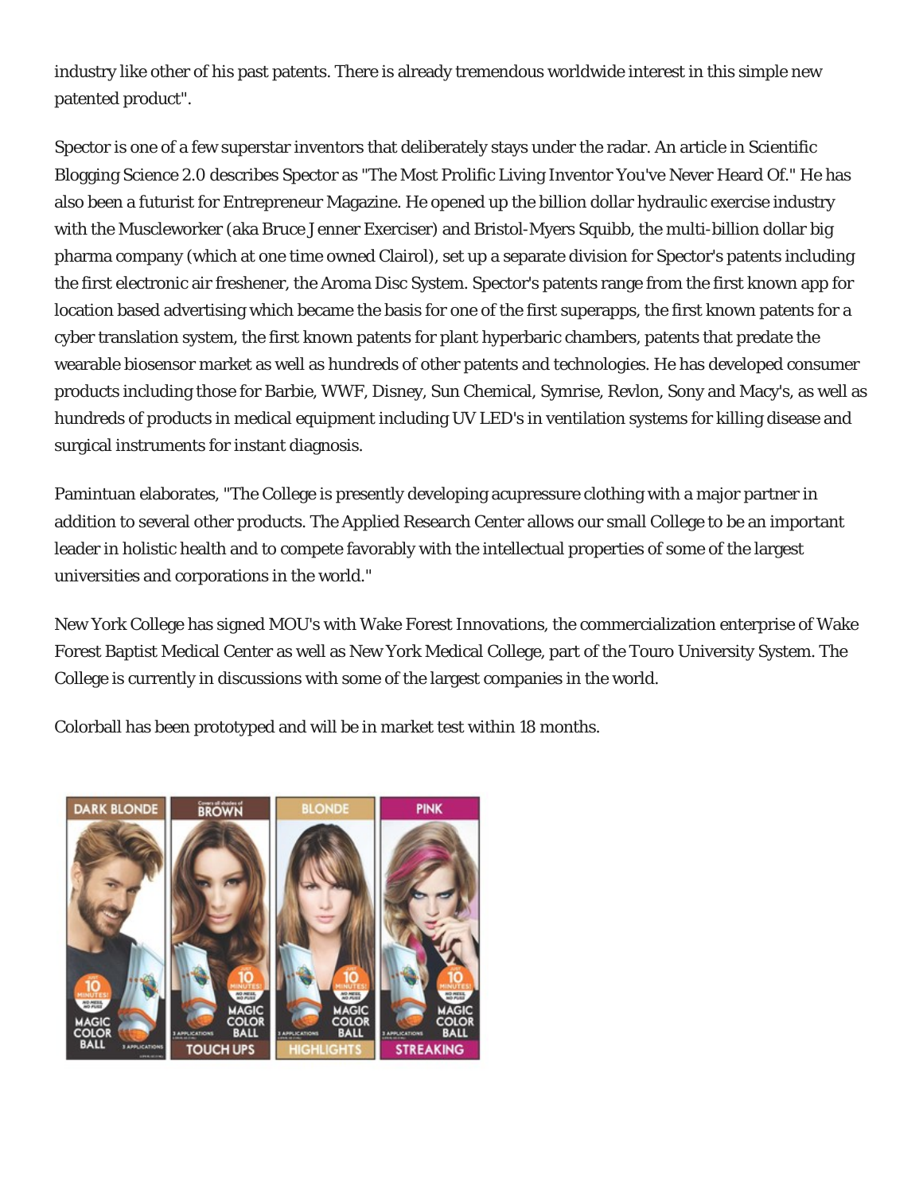industry like other of his past patents. There is already tremendous worldwide interest in this simple new patented product".

Spector is one of a few superstar inventors that deliberately stays under the radar. An article in Scientific Blogging Science 2.0 describes Spector as "The Most Prolific Living Inventor You've Never Heard Of." He has also been a futurist for Entrepreneur Magazine. He opened up the billion dollar hydraulic exercise industry with the Muscleworker (aka Bruce Jenner Exerciser) and Bristol-Myers Squibb, the multi-billion dollar big pharma company (which at one time owned Clairol), set up a separate division for Spector's patents including the first electronic air freshener, the Aroma Disc System. Spector's patents range from the first known app for location based advertising which became the basis for one of the first superapps, the first known patents for a cyber translation system, the first known patents for plant hyperbaric chambers, patents that predate the wearable biosensor market as well as hundreds of other patents and technologies. He has developed consumer products including those for Barbie, WWF, Disney, Sun Chemical, Symrise, Revlon, Sony and Macy's, as well as hundreds of products in medical equipment including UV LED's in ventilation systems for killing disease and surgical instruments for instant diagnosis.

Pamintuan elaborates, "The College is presently developing acupressure clothing with a major partner in addition to several other products. The Applied Research Center allows our small College to be an important leader in holistic health and to compete favorably with the intellectual properties of some of the largest universities and corporations in the world."

New York College has signed MOU's with Wake Forest Innovations, the commercialization enterprise of Wake Forest Baptist Medical Center as well as New York Medical College, part of the Touro University System. The College is currently in discussions with some of the largest companies in the world.

Colorball has been prototyped and will be in market test within 18 months.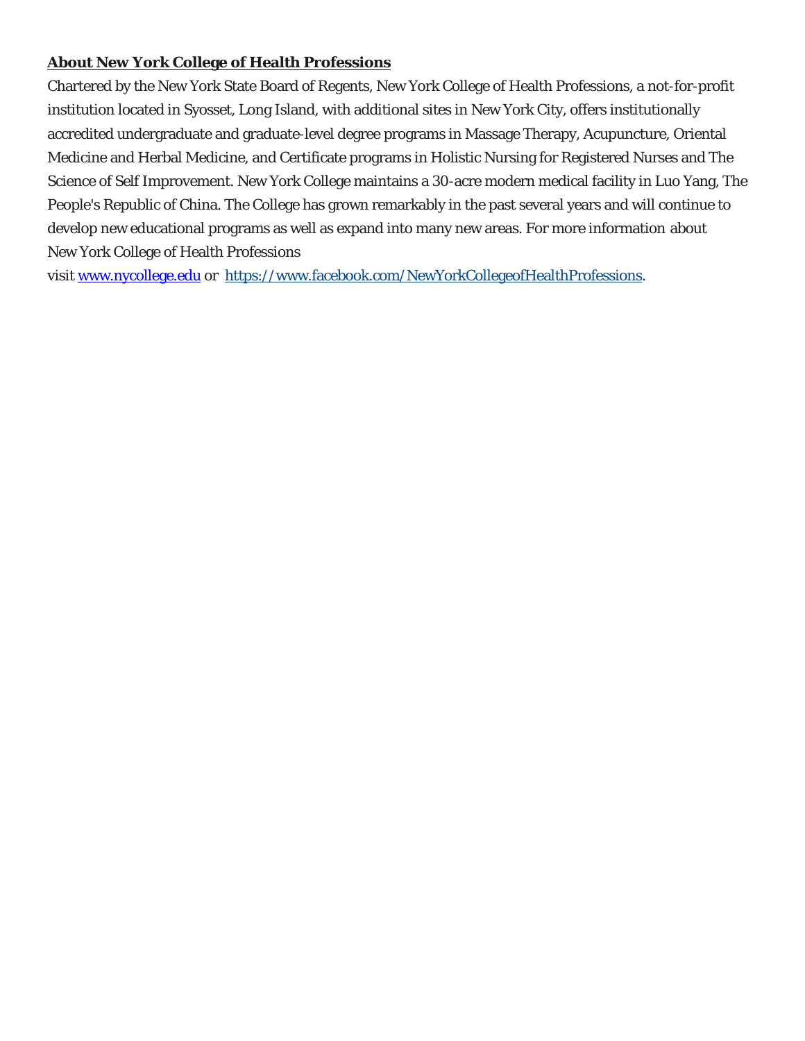**About New York College of Health Professions**

Chartered by the New York State Board of Regents, New York College of Health Professions, a not-for-profit institution located in Syosset, Long Island, with additional sites in New York City, offers institutionally accredited undergraduate and graduate-level degree programs in Massage Therapy, Acupuncture, Oriental Medicine and Herbal Medicine, and Certificate programs in Holistic Nursing for Registered Nurses and The Science of Self Improvement. New York College maintains a 30-acre modern medical facility in Luo Yang, The People's Republic of China. The College has grown remarkably in the past several years and will continue to develop new educational programs as well as expand into many new areas. For more information about New York College of Health Professions visit [www.nycollege.edu](http://www.nycollege.edu) or [https://www.facebook.com/NewYorkCollegeofHealthProfessions](https://www.facebook.com/NewYorkCollegeofHealthProfessions).